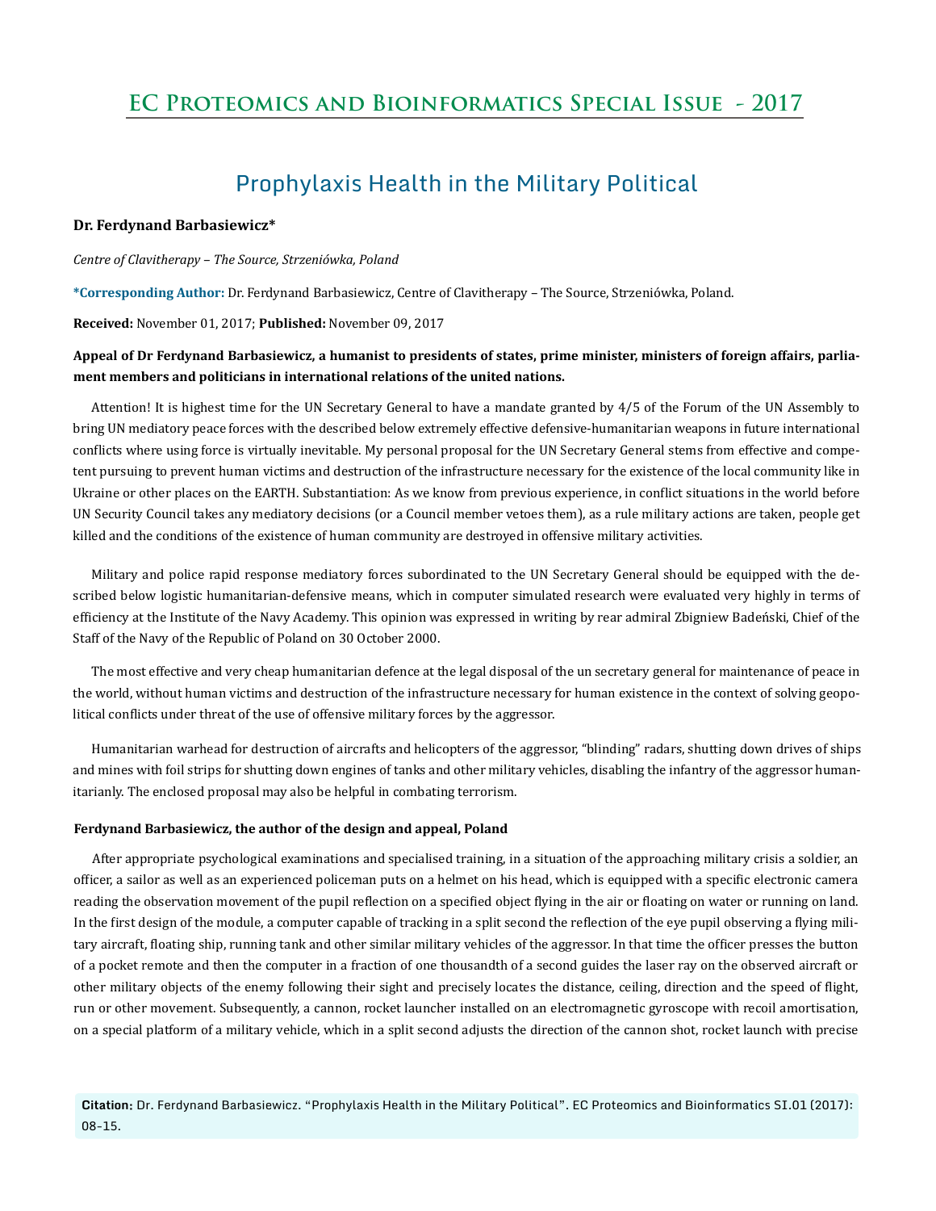# Prophylaxis Health in the Military Political

**Dr. Ferdynand Barbasiewicz***

*Centre of Clavitherapy – The Source, Strzeniówka, Poland*

**\*Corresponding Author:** Dr. Ferdynand Barbasiewicz, Centre of Clavitherapy – The Source, Strzeniówka, Poland.

**Received:** November 01, 2017; **Published:** November 09, 2017

**Appeal of Dr Ferdynand Barbasiewicz, a humanist to presidents of states, prime minister, ministers of foreign affairs, parliament members and politicians in international relations of the united nations.**

Attention! It is highest time for the UN Secretary General to have a mandate granted by 4/5 of the Forum of the UN Assembly to bring UN mediatory peace forces with the described below extremely effective defensive-humanitarian weapons in future international conflicts where using force is virtually inevitable. My personal proposal for the UN Secretary General stems from effective and competent pursuing to prevent human victims and destruction of the infrastructure necessary for the existence of the local community like in Ukraine or other places on the EARTH. Substantiation: As we know from previous experience, in conflict situations in the world before UN Security Council takes any mediatory decisions (or a Council member vetoes them), as a rule military actions are taken, people get killed and the conditions of the existence of human community are destroyed in offensive military activities.

Military and police rapid response mediatory forces subordinated to the UN Secretary General should be equipped with the described below logistic humanitarian-defensive means, which in computer simulated research were evaluated very highly in terms of efficiency at the Institute of the Navy Academy. This opinion was expressed in writing by rear admiral Zbigniew Badeński, Chief of the Staff of the Navy of the Republic of Poland on 30 October 2000.

The most effective and very cheap humanitarian defence at the legal disposal of the un secretary general for maintenance of peace in the world, without human victims and destruction of the infrastructure necessary for human existence in the context of solving geopolitical conflicts under threat of the use of offensive military forces by the aggressor.

Humanitarian warhead for destruction of aircrafts and helicopters of the aggressor, "blinding" radars, shutting down drives of ships and mines with foil strips for shutting down engines of tanks and other military vehicles, disabling the infantry of the aggressor humanitarianly. The enclosed proposal may also be helpful in combating terrorism.

**Ferdynand Barbasiewicz, the author of the design and appeal, Poland**

After appropriate psychological examinations and specialised training, in a situation of the approaching military crisis a soldier, an officer, a sailor as well as an experienced policeman puts on a helmet on his head, which is equipped with a specific electronic camera reading the observation movement of the pupil reflection on a specified object flying in the air or floating on water or running on land. In the first design of the module, a computer capable of tracking in a split second the reflection of the eye pupil observing a flying military aircraft, floating ship, running tank and other similar military vehicles of the aggressor. In that time the officer presses the button of a pocket remote and then the computer in a fraction of one thousandth of a second guides the laser ray on the observed aircraft or other military objects of the enemy following their sight and precisely locates the distance, ceiling, direction and the speed of flight, run or other movement. Subsequently, a cannon, rocket launcher installed on an electromagnetic gyroscope with recoil amortisation, on a special platform of a military vehicle, which in a split second adjusts the direction of the cannon shot, rocket launch with precise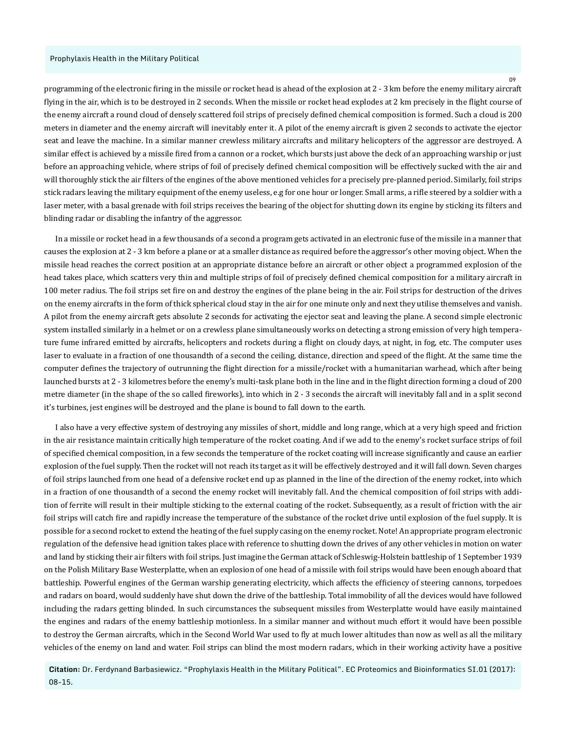programming of the electronic firing in the missile or rocket head is ahead of the explosion at 2 - 3 km before the enemy military aircraft flying in the air, which is to be destroyed in 2 seconds. When the missile or rocket head explodes at 2 km precisely in the flight course of the enemy aircraft a round cloud of densely scattered foil strips of precisely defined chemical composition is formed. Such a cloud is 200 meters in diameter and the enemy aircraft will inevitably enter it. A pilot of the enemy aircraft is given 2 seconds to activate the ejector seat and leave the machine. In a similar manner crewless military aircrafts and military helicopters of the aggressor are destroyed. A similar effect is achieved by a missile fired from a cannon or a rocket, which bursts just above the deck of an approaching warship or just before an approaching vehicle, where strips of foil of precisely defined chemical composition will be effectively sucked with the air and will thoroughly stick the air filters of the engines of the above mentioned vehicles for a precisely pre-planned period. Similarly, foil strips stick radars leaving the military equipment of the enemy useless, e.g for one hour or longer. Small arms, a rifle steered by a soldier with a laser meter, with a basal grenade with foil strips receives the bearing of the object for shutting down its engine by sticking its filters and blinding radar or disabling the infantry of the aggressor.

In a missile or rocket head in a few thousands of a second a program gets activated in an electronic fuse of the missile in a manner that causes the explosion at 2 - 3 km before a plane or at a smaller distance as required before the aggressor's other moving object. When the missile head reaches the correct position at an appropriate distance before an aircraft or other object a programmed explosion of the head takes place, which scatters very thin and multiple strips of foil of precisely defined chemical composition for a military aircraft in 100 meter radius. The foil strips set fire on and destroy the engines of the plane being in the air. Foil strips for destruction of the drives on the enemy aircrafts in the form of thick spherical cloud stay in the air for one minute only and next they utilise themselves and vanish. A pilot from the enemy aircraft gets absolute 2 seconds for activating the ejector seat and leaving the plane. A second simple electronic system installed similarly in a helmet or on a crewless plane simultaneously works on detecting a strong emission of very high temperature fume infrared emitted by aircrafts, helicopters and rockets during a flight on cloudy days, at night, in fog, etc. The computer uses laser to evaluate in a fraction of one thousandth of a second the ceiling, distance, direction and speed of the flight. At the same time the computer defines the trajectory of outrunning the flight direction for a missile/rocket with a humanitarian warhead, which after being launched bursts at 2 - 3 kilometres before the enemy's multi-task plane both in the line and in the flight direction forming a cloud of 200 metre diameter (in the shape of the so called fireworks), into which in 2 - 3 seconds the aircraft will inevitably fall and in a split second it's turbines, jest engines will be destroyed and the plane is bound to fall down to the earth.

I also have a very effective system of destroying any missiles of short, middle and long range, which at a very high speed and friction in the air resistance maintain critically high temperature of the rocket coating. And if we add to the enemy's rocket surface strips of foil of specified chemical composition, in a few seconds the temperature of the rocket coating will increase significantly and cause an earlier explosion of the fuel supply. Then the rocket will not reach its target as it will be effectively destroyed and it will fall down. Seven charges of foil strips launched from one head of a defensive rocket end up as planned in the line of the direction of the enemy rocket, into which in a fraction of one thousandth of a second the enemy rocket will inevitably fall. And the chemical composition of foil strips with addition of ferrite will result in their multiple sticking to the external coating of the rocket. Subsequently, as a result of friction with the air foil strips will catch fire and rapidly increase the temperature of the substance of the rocket drive until explosion of the fuel supply. It is possible for a second rocket to extend the heating of the fuel supply casing on the enemy rocket. Note! An appropriate program electronic regulation of the defensive head ignition takes place with reference to shutting down the drives of any other vehicles in motion on water and land by sticking their air filters with foil strips. Just imagine the German attack of Schleswig-Holstein battleship of 1 September 1939 on the Polish Military Base Westerplatte, when an explosion of one head of a missile with foil strips would have been enough aboard that battleship. Powerful engines of the German warship generating electricity, which affects the efficiency of steering cannons, torpedoes and radars on board, would suddenly have shut down the drive of the battleship. Total immobility of all the devices would have followed including the radars getting blinded. In such circumstances the subsequent missiles from Westerplatte would have easily maintained the engines and radars of the enemy battleship motionless. In a similar manner and without much effort it would have been possible to destroy the German aircrafts, which in the Second World War used to fly at much lower altitudes than now as well as all the military vehicles of the enemy on land and water. Foil strips can blind the most modern radars, which in their working activity have a positive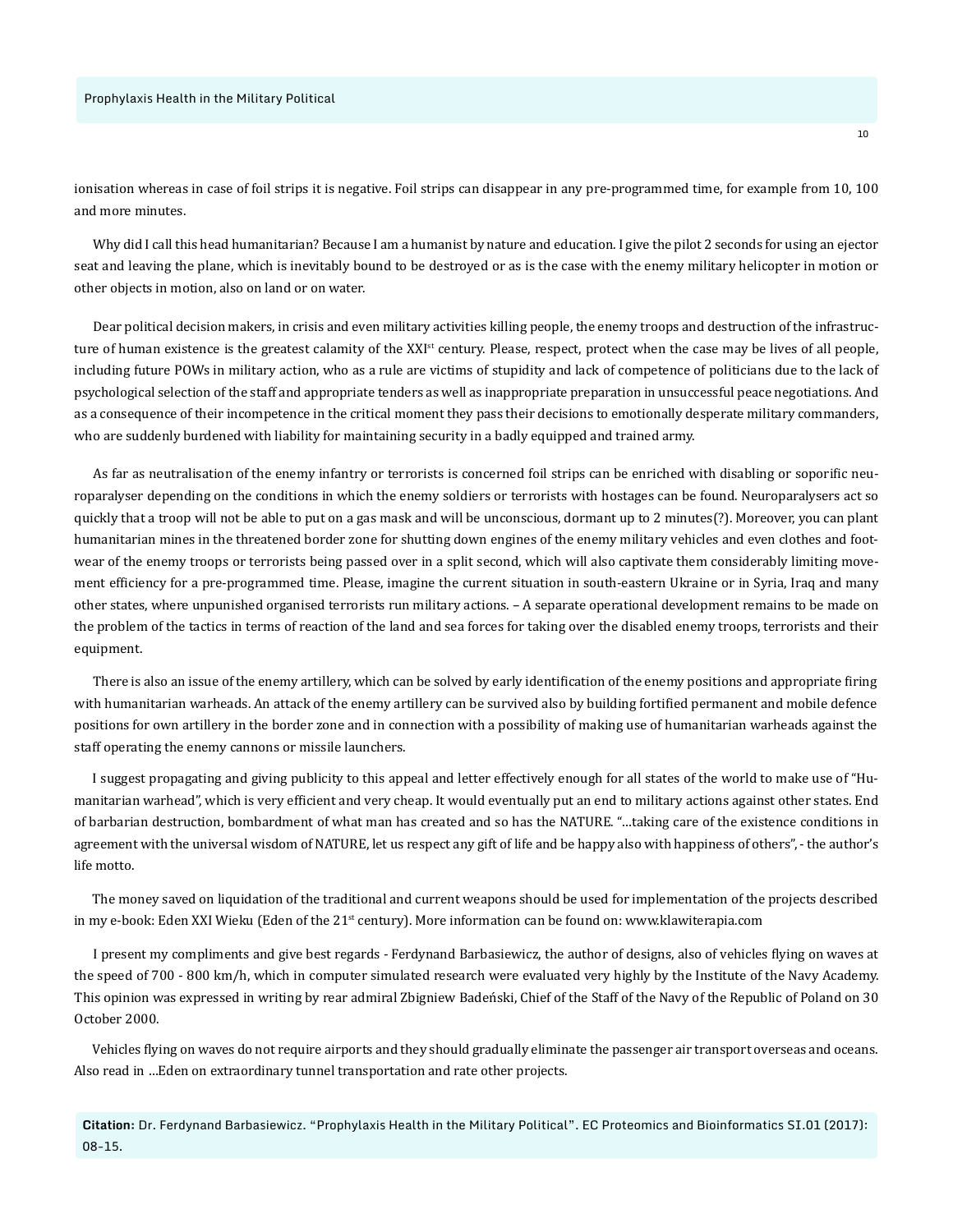ionisation whereas in case of foil strips it is negative. Foil strips can disappear in any pre-programmed time, for example from 10, 100 and more minutes.

Why did I call this head humanitarian? Because I am a humanist by nature and education. I give the pilot 2 seconds for using an ejector seat and leaving the plane, which is inevitably bound to be destroyed or as is the case with the enemy military helicopter in motion or other objects in motion, also on land or on water.

Dear political decision makers, in crisis and even military activities killing people, the enemy troops and destruction of the infrastructure of human existence is the greatest calamity of the XXI[st] century. Please, respect, protect when the case may be lives of all people, including future POWs in military action, who as a rule are victims of stupidity and lack of competence of politicians due to the lack of psychological selection of the staff and appropriate tenders as well as inappropriate preparation in unsuccessful peace negotiations. And as a consequence of their incompetence in the critical moment they pass their decisions to emotionally desperate military commanders, who are suddenly burdened with liability for maintaining security in a badly equipped and trained army.

As far as neutralisation of the enemy infantry or terrorists is concerned foil strips can be enriched with disabling or soporific neuroparalyser depending on the conditions in which the enemy soldiers or terrorists with hostages can be found. Neuroparalysers act so quickly that a troop will not be able to put on a gas mask and will be unconscious, dormant up to 2 minutes(?). Moreover, you can plant humanitarian mines in the threatened border zone for shutting down engines of the enemy military vehicles and even clothes and footwear of the enemy troops or terrorists being passed over in a split second, which will also captivate them considerably limiting movement efficiency for a pre-programmed time. Please, imagine the current situation in south-eastern Ukraine or in Syria, Iraq and many other states, where unpunished organised terrorists run military actions. – A separate operational development remains to be made on the problem of the tactics in terms of reaction of the land and sea forces for taking over the disabled enemy troops, terrorists and their equipment.

There is also an issue of the enemy artillery, which can be solved by early identification of the enemy positions and appropriate firing with humanitarian warheads. An attack of the enemy artillery can be survived also by building fortified permanent and mobile defence positions for own artillery in the border zone and in connection with a possibility of making use of humanitarian warheads against the staff operating the enemy cannons or missile launchers.

I suggest propagating and giving publicity to this appeal and letter effectively enough for all states of the world to make use of "Humanitarian warhead", which is very efficient and very cheap. It would eventually put an end to military actions against other states. End of barbarian destruction, bombardment of what man has created and so has the NATURE. "…taking care of the existence conditions in agreement with the universal wisdom of NATURE, let us respect any gift of life and be happy also with happiness of others", - the author's life motto.

The money saved on liquidation of the traditional and current weapons should be used for implementation of the projects described in my e-book: Eden XXI Wieku (Eden of the 21[st] century). More information can be found on: www.klawiterapia.com

I present my compliments and give best regards - Ferdynand Barbasiewicz, the author of designs, also of vehicles flying on waves at the speed of 700 - 800 km/h, which in computer simulated research were evaluated very highly by the Institute of the Navy Academy. This opinion was expressed in writing by rear admiral Zbigniew Badeński, Chief of the Staff of the Navy of the Republic of Poland on 30 October 2000.

Vehicles flying on waves do not require airports and they should gradually eliminate the passenger air transport overseas and oceans. Also read in …Eden on extraordinary tunnel transportation and rate other projects.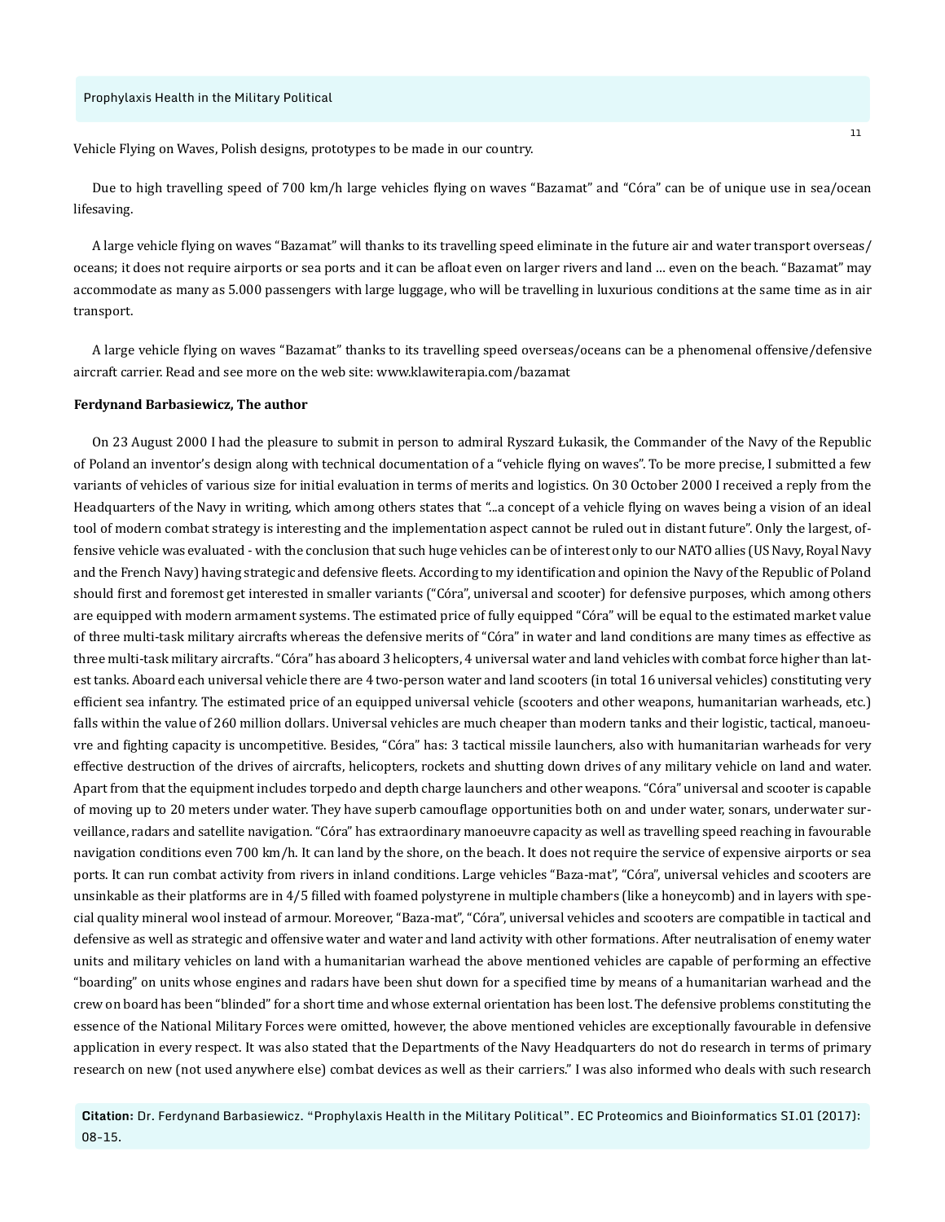Vehicle Flying on Waves, Polish designs, prototypes to be made in our country.

Due to high travelling speed of 700 km/h large vehicles flying on waves "Bazamat" and "Córa" can be of unique use in sea/ocean lifesaving.

A large vehicle flying on waves "Bazamat" will thanks to its travelling speed eliminate in the future air and water transport overseas/oceans; it does not require airports or sea ports and it can be afloat even on larger rivers and land … even on the beach. "Bazamat" may accommodate as many as 5.000 passengers with large luggage, who will be travelling in luxurious conditions at the same time as in air transport.

A large vehicle flying on waves "Bazamat" thanks to its travelling speed overseas/oceans can be a phenomenal offensive/defensive aircraft carrier. Read and see more on the web site: www.klawiterapia.com/bazamat

**Ferdynand Barbasiewicz, The author**

On 23 August 2000 I had the pleasure to submit in person to admiral Ryszard Łukasik, the Commander of the Navy of the Republic of Poland an inventor's design along with technical documentation of a "vehicle flying on waves". To be more precise, I submitted a few variants of vehicles of various size for initial evaluation in terms of merits and logistics. On 30 October 2000 I received a reply from the Headquarters of the Navy in writing, which among others states that "...a concept of a vehicle flying on waves being a vision of an ideal tool of modern combat strategy is interesting and the implementation aspect cannot be ruled out in distant future". Only the largest, offensive vehicle was evaluated - with the conclusion that such huge vehicles can be of interest only to our NATO allies (US Navy, Royal Navy and the French Navy) having strategic and defensive fleets. According to my identification and opinion the Navy of the Republic of Poland should first and foremost get interested in smaller variants ("Córa", universal and scooter) for defensive purposes, which among others are equipped with modern armament systems. The estimated price of fully equipped "Córa" will be equal to the estimated market value of three multi-task military aircrafts whereas the defensive merits of "Córa" in water and land conditions are many times as effective as three multi-task military aircrafts. "Córa" has aboard 3 helicopters, 4 universal water and land vehicles with combat force higher than latest tanks. Aboard each universal vehicle there are 4 two-person water and land scooters (in total 16 universal vehicles) constituting very efficient sea infantry. The estimated price of an equipped universal vehicle (scooters and other weapons, humanitarian warheads, etc.) falls within the value of 260 million dollars. Universal vehicles are much cheaper than modern tanks and their logistic, tactical, manoeuvre and fighting capacity is uncompetitive. Besides, "Córa" has: 3 tactical missile launchers, also with humanitarian warheads for very effective destruction of the drives of aircrafts, helicopters, rockets and shutting down drives of any military vehicle on land and water. Apart from that the equipment includes torpedo and depth charge launchers and other weapons. "Córa" universal and scooter is capable of moving up to 20 meters under water. They have superb camouflage opportunities both on and under water, sonars, underwater surveillance, radars and satellite navigation. "Córa" has extraordinary manoeuvre capacity as well as travelling speed reaching in favourable navigation conditions even 700 km/h. It can land by the shore, on the beach. It does not require the service of expensive airports or sea ports. It can run combat activity from rivers in inland conditions. Large vehicles "Baza-mat", "Córa", universal vehicles and scooters are unsinkable as their platforms are in 4/5 filled with foamed polystyrene in multiple chambers (like a honeycomb) and in layers with special quality mineral wool instead of armour. Moreover, "Baza-mat", "Córa", universal vehicles and scooters are compatible in tactical and defensive as well as strategic and offensive water and water and land activity with other formations. After neutralisation of enemy water units and military vehicles on land with a humanitarian warhead the above mentioned vehicles are capable of performing an effective "boarding" on units whose engines and radars have been shut down for a specified time by means of a humanitarian warhead and the crew on board has been "blinded" for a short time and whose external orientation has been lost. The defensive problems constituting the essence of the National Military Forces were omitted, however, the above mentioned vehicles are exceptionally favourable in defensive application in every respect. It was also stated that the Departments of the Navy Headquarters do not do research in terms of primary research on new (not used anywhere else) combat devices as well as their carriers." I was also informed who deals with such research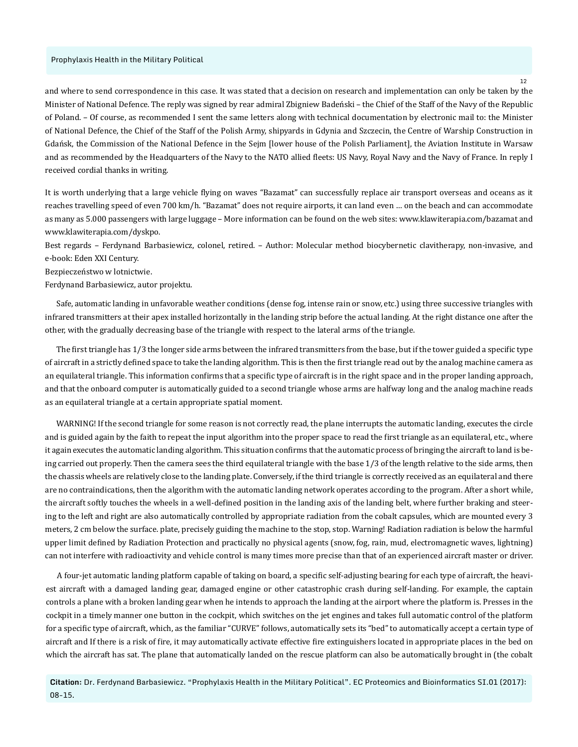and where to send correspondence in this case. It was stated that a decision on research and implementation can only be taken by the Minister of National Defence. The reply was signed by rear admiral Zbigniew Badeński – the Chief of the Staff of the Navy of the Republic of Poland. – Of course, as recommended I sent the same letters along with technical documentation by electronic mail to: the Minister of National Defence, the Chief of the Staff of the Polish Army, shipyards in Gdynia and Szczecin, the Centre of Warship Construction in Gdańsk, the Commission of the National Defence in the Sejm [lower house of the Polish Parliament], the Aviation Institute in Warsaw and as recommended by the Headquarters of the Navy to the NATO allied fleets: US Navy, Royal Navy and the Navy of France. In reply I received cordial thanks in writing.

It is worth underlying that a large vehicle flying on waves "Bazamat" can successfully replace air transport overseas and oceans as it reaches travelling speed of even 700 km/h. "Bazamat" does not require airports, it can land even … on the beach and can accommodate as many as 5.000 passengers with large luggage – More information can be found on the web sites: www.klawiterapia.com/bazamat and www.klawiterapia.com/dyskpo.

Best regards – Ferdynand Barbasiewicz, colonel, retired. – Author: Molecular method biocybernetic clavitherapy, non-invasive, and e-book: Eden XXI Century.

Bezpieczeństwo w lotnictwie.

Ferdynand Barbasiewicz, autor projektu.

Safe, automatic landing in unfavorable weather conditions (dense fog, intense rain or snow, etc.) using three successive triangles with infrared transmitters at their apex installed horizontally in the landing strip before the actual landing. At the right distance one after the other, with the gradually decreasing base of the triangle with respect to the lateral arms of the triangle.

The first triangle has 1/3 the longer side arms between the infrared transmitters from the base, but if the tower guided a specific type of aircraft in a strictly defined space to take the landing algorithm. This is then the first triangle read out by the analog machine camera as an equilateral triangle. This information confirms that a specific type of aircraft is in the right space and in the proper landing approach, and that the onboard computer is automatically guided to a second triangle whose arms are halfway long and the analog machine reads as an equilateral triangle at a certain appropriate spatial moment.

WARNING! If the second triangle for some reason is not correctly read, the plane interrupts the automatic landing, executes the circle and is guided again by the faith to repeat the input algorithm into the proper space to read the first triangle as an equilateral, etc., where it again executes the automatic landing algorithm. This situation confirms that the automatic process of bringing the aircraft to land is being carried out properly. Then the camera sees the third equilateral triangle with the base 1/3 of the length relative to the side arms, then the chassis wheels are relatively close to the landing plate. Conversely, if the third triangle is correctly received as an equilateral and there are no contraindications, then the algorithm with the automatic landing network operates according to the program. After a short while, the aircraft softly touches the wheels in a well-defined position in the landing axis of the landing belt, where further braking and steering to the left and right are also automatically controlled by appropriate radiation from the cobalt capsules, which are mounted every 3 meters, 2 cm below the surface. plate, precisely guiding the machine to the stop, stop. Warning! Radiation radiation is below the harmful upper limit defined by Radiation Protection and practically no physical agents (snow, fog, rain, mud, electromagnetic waves, lightning) can not interfere with radioactivity and vehicle control is many times more precise than that of an experienced aircraft master or driver.

A four-jet automatic landing platform capable of taking on board, a specific self-adjusting bearing for each type of aircraft, the heaviest aircraft with a damaged landing gear, damaged engine or other catastrophic crash during self-landing. For example, the captain controls a plane with a broken landing gear when he intends to approach the landing at the airport where the platform is. Presses in the cockpit in a timely manner one button in the cockpit, which switches on the jet engines and takes full automatic control of the platform for a specific type of aircraft, which, as the familiar "CURVE" follows, automatically sets its "bed" to automatically accept a certain type of aircraft and If there is a risk of fire, it may automatically activate effective fire extinguishers located in appropriate places in the bed on which the aircraft has sat. The plane that automatically landed on the rescue platform can also be automatically brought in (the cobalt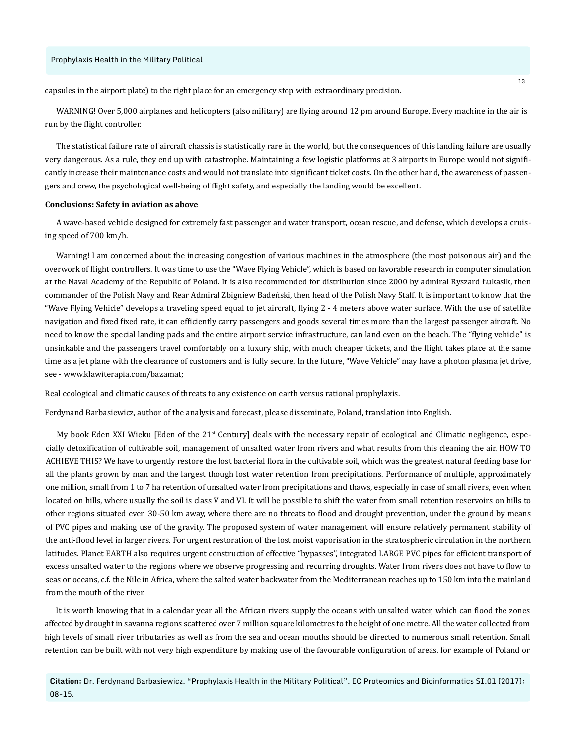capsules in the airport plate) to the right place for an emergency stop with extraordinary precision.

WARNING! Over 5,000 airplanes and helicopters (also military) are flying around 12 pm around Europe. Every machine in the air is run by the flight controller.

The statistical failure rate of aircraft chassis is statistically rare in the world, but the consequences of this landing failure are usually very dangerous. As a rule, they end up with catastrophe. Maintaining a few logistic platforms at 3 airports in Europe would not significantly increase their maintenance costs and would not translate into significant ticket costs. On the other hand, the awareness of passengers and crew, the psychological well-being of flight safety, and especially the landing would be excellent.

**Conclusions: Safety in aviation as above**

A wave-based vehicle designed for extremely fast passenger and water transport, ocean rescue, and defense, which develops a cruising speed of 700 km/h.

Warning! I am concerned about the increasing congestion of various machines in the atmosphere (the most poisonous air) and the overwork of flight controllers. It was time to use the "Wave Flying Vehicle", which is based on favorable research in computer simulation at the Naval Academy of the Republic of Poland. It is also recommended for distribution since 2000 by admiral Ryszard Łukasik, then commander of the Polish Navy and Rear Admiral Zbigniew Badeński, then head of the Polish Navy Staff. It is important to know that the "Wave Flying Vehicle" develops a traveling speed equal to jet aircraft, flying 2 - 4 meters above water surface. With the use of satellite navigation and fixed fixed rate, it can efficiently carry passengers and goods several times more than the largest passenger aircraft. No need to know the special landing pads and the entire airport service infrastructure, can land even on the beach. The "flying vehicle" is unsinkable and the passengers travel comfortably on a luxury ship, with much cheaper tickets, and the flight takes place at the same time as a jet plane with the clearance of customers and is fully secure. In the future, "Wave Vehicle" may have a photon plasma jet drive, see - www.klawiterapia.com/bazamat;

Real ecological and climatic causes of threats to any existence on earth versus rational prophylaxis.

Ferdynand Barbasiewicz, author of the analysis and forecast, please disseminate, Poland, translation into English.

My book Eden XXI Wieku [Eden of the 21st Century] deals with the necessary repair of ecological and Climatic negligence, especially detoxification of cultivable soil, management of unsalted water from rivers and what results from this cleaning the air. HOW TO ACHIEVE THIS? We have to urgently restore the lost bacterial flora in the cultivable soil, which was the greatest natural feeding base for all the plants grown by man and the largest though lost water retention from precipitations. Performance of multiple, approximately one million, small from 1 to 7 ha retention of unsalted water from precipitations and thaws, especially in case of small rivers, even when located on hills, where usually the soil is class V and VI. It will be possible to shift the water from small retention reservoirs on hills to other regions situated even 30-50 km away, where there are no threats to flood and drought prevention, under the ground by means of PVC pipes and making use of the gravity. The proposed system of water management will ensure relatively permanent stability of the anti-flood level in larger rivers. For urgent restoration of the lost moist vaporisation in the stratospheric circulation in the northern latitudes. Planet EARTH also requires urgent construction of effective "bypasses", integrated LARGE PVC pipes for efficient transport of excess unsalted water to the regions where we observe progressing and recurring droughts. Water from rivers does not have to flow to seas or oceans, c.f. the Nile in Africa, where the salted water backwater from the Mediterranean reaches up to 150 km into the mainland from the mouth of the river.

It is worth knowing that in a calendar year all the African rivers supply the oceans with unsalted water, which can flood the zones affected by drought in savanna regions scattered over 7 million square kilometres to the height of one metre. All the water collected from high levels of small river tributaries as well as from the sea and ocean mouths should be directed to numerous small retention. Small retention can be built with not very high expenditure by making use of the favourable configuration of areas, for example of Poland or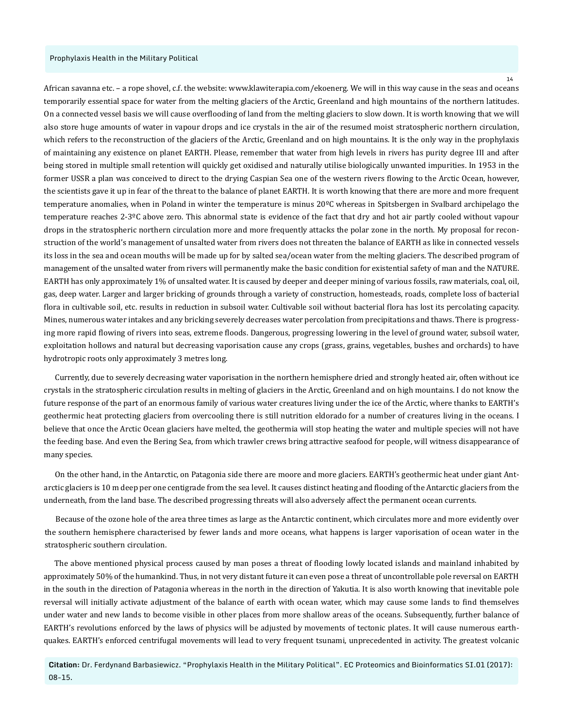African savanna etc. – a rope shovel, c.f. the website: www.klawiterapia.com/ekoenerg. We will in this way cause in the seas and oceans temporarily essential space for water from the melting glaciers of the Arctic, Greenland and high mountains of the northern latitudes. On a connected vessel basis we will cause overflooding of land from the melting glaciers to slow down. It is worth knowing that we will also store huge amounts of water in vapour drops and ice crystals in the air of the resumed moist stratospheric northern circulation, which refers to the reconstruction of the glaciers of the Arctic, Greenland and on high mountains. It is the only way in the prophylaxis of maintaining any existence on planet EARTH. Please, remember that water from high levels in rivers has purity degree III and after being stored in multiple small retention will quickly get oxidised and naturally utilise biologically unwanted impurities. In 1953 in the former USSR a plan was conceived to direct to the drying Caspian Sea one of the western rivers flowing to the Arctic Ocean, however, the scientists gave it up in fear of the threat to the balance of planet EARTH. It is worth knowing that there are more and more frequent temperature anomalies, when in Poland in winter the temperature is minus 20ºC whereas in Spitsbergen in Svalbard archipelago the temperature reaches 2-3ºC above zero. This abnormal state is evidence of the fact that dry and hot air partly cooled without vapour drops in the stratospheric northern circulation more and more frequently attacks the polar zone in the north. My proposal for reconstruction of the world's management of unsalted water from rivers does not threaten the balance of EARTH as like in connected vessels its loss in the sea and ocean mouths will be made up for by salted sea/ocean water from the melting glaciers. The described program of management of the unsalted water from rivers will permanently make the basic condition for existential safety of man and the NATURE. EARTH has only approximately 1% of unsalted water. It is caused by deeper and deeper mining of various fossils, raw materials, coal, oil, gas, deep water. Larger and larger bricking of grounds through a variety of construction, homesteads, roads, complete loss of bacterial flora in cultivable soil, etc. results in reduction in subsoil water. Cultivable soil without bacterial flora has lost its percolating capacity. Mines, numerous water intakes and any bricking severely decreases water percolation from precipitations and thaws. There is progressing more rapid flowing of rivers into seas, extreme floods. Dangerous, progressing lowering in the level of ground water, subsoil water, exploitation hollows and natural but decreasing vaporisation cause any crops (grass, grains, vegetables, bushes and orchards) to have hydrotropic roots only approximately 3 metres long.

Currently, due to severely decreasing water vaporisation in the northern hemisphere dried and strongly heated air, often without ice crystals in the stratospheric circulation results in melting of glaciers in the Arctic, Greenland and on high mountains. I do not know the future response of the part of an enormous family of various water creatures living under the ice of the Arctic, where thanks to EARTH's geothermic heat protecting glaciers from overcooling there is still nutrition eldorado for a number of creatures living in the oceans. I believe that once the Arctic Ocean glaciers have melted, the geothermia will stop heating the water and multiple species will not have the feeding base. And even the Bering Sea, from which trawler crews bring attractive seafood for people, will witness disappearance of many species.

On the other hand, in the Antarctic, on Patagonia side there are moore and more glaciers. EARTH's geothermic heat under giant Antarctic glaciers is 10 m deep per one centigrade from the sea level. It causes distinct heating and flooding of the Antarctic glaciers from the underneath, from the land base. The described progressing threats will also adversely affect the permanent ocean currents.

Because of the ozone hole of the area three times as large as the Antarctic continent, which circulates more and more evidently over the southern hemisphere characterised by fewer lands and more oceans, what happens is larger vaporisation of ocean water in the stratospheric southern circulation.

The above mentioned physical process caused by man poses a threat of flooding lowly located islands and mainland inhabited by approximately 50% of the humankind. Thus, in not very distant future it can even pose a threat of uncontrollable pole reversal on EARTH in the south in the direction of Patagonia whereas in the north in the direction of Yakutia. It is also worth knowing that inevitable pole reversal will initially activate adjustment of the balance of earth with ocean water, which may cause some lands to find themselves under water and new lands to become visible in other places from more shallow areas of the oceans. Subsequently, further balance of EARTH's revolutions enforced by the laws of physics will be adjusted by movements of tectonic plates. It will cause numerous earthquakes. EARTH's enforced centrifugal movements will lead to very frequent tsunami, unprecedented in activity. The greatest volcanic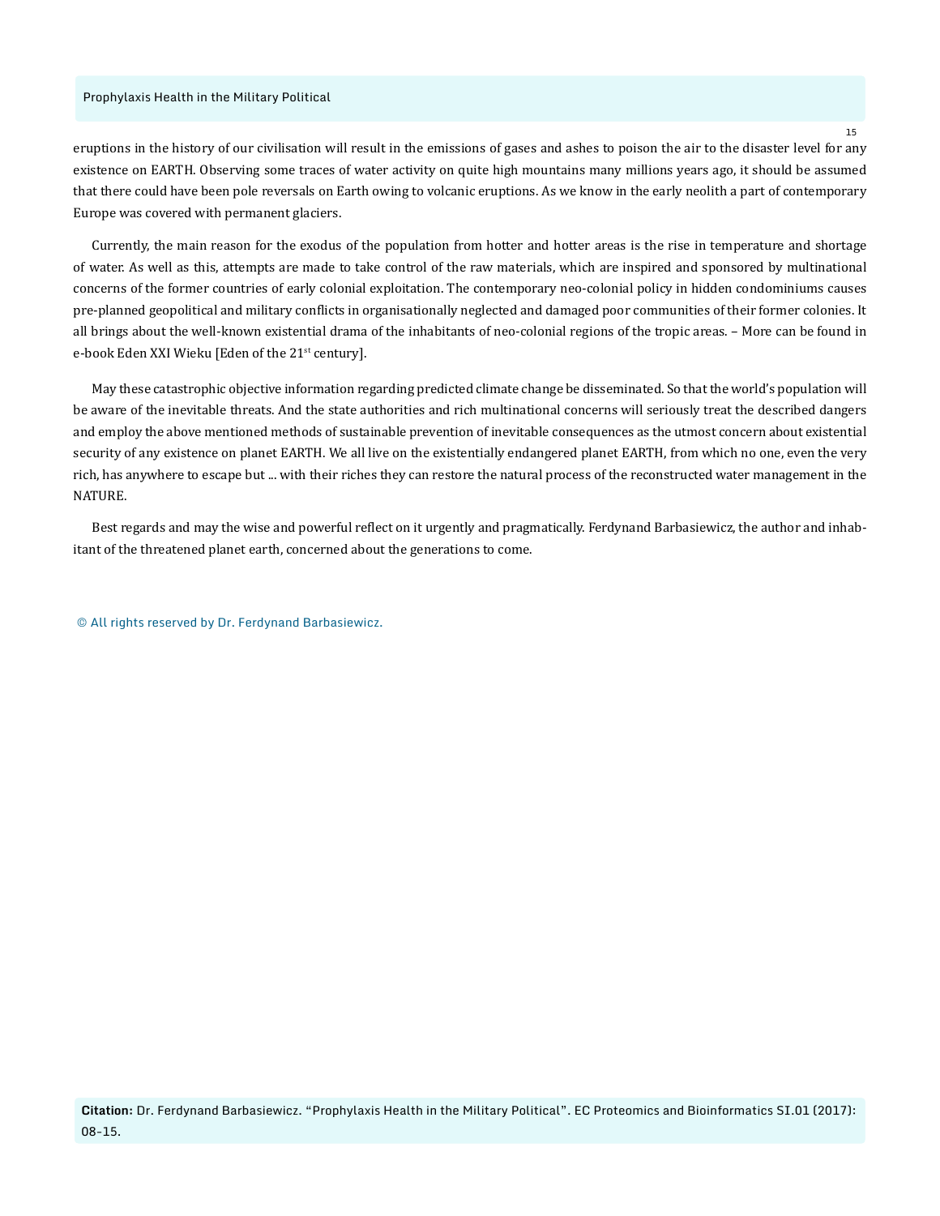eruptions in the history of our civilisation will result in the emissions of gases and ashes to poison the air to the disaster level for any existence on EARTH. Observing some traces of water activity on quite high mountains many millions years ago, it should be assumed that there could have been pole reversals on Earth owing to volcanic eruptions. As we know in the early neolith a part of contemporary Europe was covered with permanent glaciers.

Currently, the main reason for the exodus of the population from hotter and hotter areas is the rise in temperature and shortage of water. As well as this, attempts are made to take control of the raw materials, which are inspired and sponsored by multinational concerns of the former countries of early colonial exploitation. The contemporary neo-colonial policy in hidden condominiums causes pre-planned geopolitical and military conflicts in organisationally neglected and damaged poor communities of their former colonies. It all brings about the well-known existential drama of the inhabitants of neo-colonial regions of the tropic areas. – More can be found in e-book Eden XXI Wieku [Eden of the 21st century].

May these catastrophic objective information regarding predicted climate change be disseminated. So that the world's population will be aware of the inevitable threats. And the state authorities and rich multinational concerns will seriously treat the described dangers and employ the above mentioned methods of sustainable prevention of inevitable consequences as the utmost concern about existential security of any existence on planet EARTH. We all live on the existentially endangered planet EARTH, from which no one, even the very rich, has anywhere to escape but ... with their riches they can restore the natural process of the reconstructed water management in the NATURE.

Best regards and may the wise and powerful reflect on it urgently and pragmatically. Ferdynand Barbasiewicz, the author and inhabitant of the threatened planet earth, concerned about the generations to come.

© All rights reserved by Dr. Ferdynand Barbasiewicz.